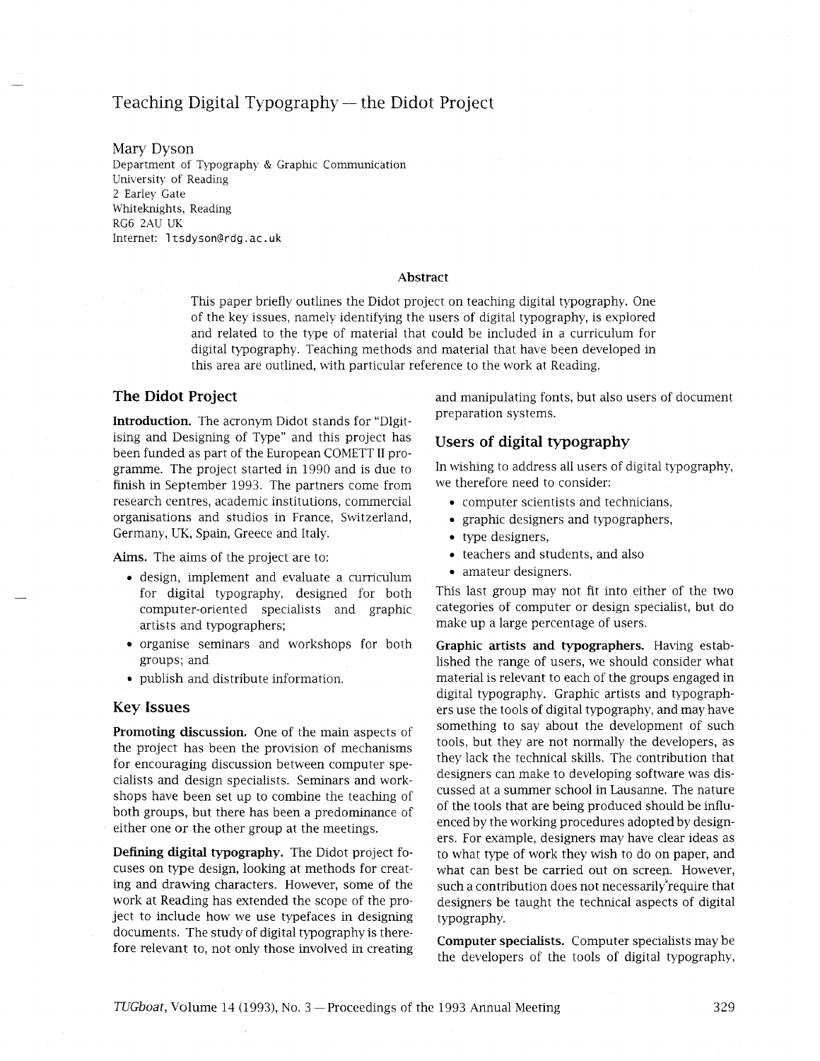# Teaching Digital Typography — the Didot Project

Mary Dyson
Department of Typography & Graphic Communication
University of Reading
2 Earley Gate
Whiteknights, Reading
RG6 2AU UK
Internet: `ltsdyson@rdg.ac.uk`

### Abstract

This paper briefly outlines the Didot project on teaching digital typography. One of the key issues, namely identifying the users of digital typography, is explored and related to the type of material that could be included in a curriculum for digital typography. Teaching methods and material that have been developed in this area are outlined, with particular reference to the work at Reading.

## The Didot Project

**Introduction.** The acronym Didot stands for "DIgitising and Designing of Type" and this project has been funded as part of the European COMETT II programme. The project started in 1990 and is due to finish in September 1993. The partners come from research centres, academic institutions, commercial organisations and studios in France, Switzerland, Germany, UK, Spain, Greece and Italy.

**Aims.** The aims of the project are to:

- design, implement and evaluate a curriculum for digital typography, designed for both computer-oriented specialists and graphic artists and typographers;
- organise seminars and workshops for both groups; and
- publish and distribute information.

## Key Issues

**Promoting discussion.** One of the main aspects of the project has been the provision of mechanisms for encouraging discussion between computer specialists and design specialists. Seminars and workshops have been set up to combine the teaching of both groups, but there has been a predominance of either one or the other group at the meetings.

**Defining digital typography.** The Didot project focuses on type design, looking at methods for creating and drawing characters. However, some of the work at Reading has extended the scope of the project to include how we use typefaces in designing documents. The study of digital typography is therefore relevant to, not only those involved in creating and manipulating fonts, but also users of document preparation systems.

## Users of digital typography

In wishing to address all users of digital typography, we therefore need to consider:

- computer scientists and technicians,
- graphic designers and typographers,
- type designers,
- teachers and students, and also
- amateur designers.

This last group may not fit into either of the two categories of computer or design specialist, but do make up a large percentage of users.

**Graphic artists and typographers.** Having established the range of users, we should consider what material is relevant to each of the groups engaged in digital typography. Graphic artists and typographers use the tools of digital typography, and may have something to say about the development of such tools, but they are not normally the developers, as they lack the technical skills. The contribution that designers can make to developing software was discussed at a summer school in Lausanne. The nature of the tools that are being produced should be influenced by the working procedures adopted by designers. For example, designers may have clear ideas as to what type of work they wish to do on paper, and what can best be carried out on screen. However, such a contribution does not necessarily require that designers be taught the technical aspects of digital typography.

**Computer specialists.** Computer specialists may be the developers of the tools of digital typography,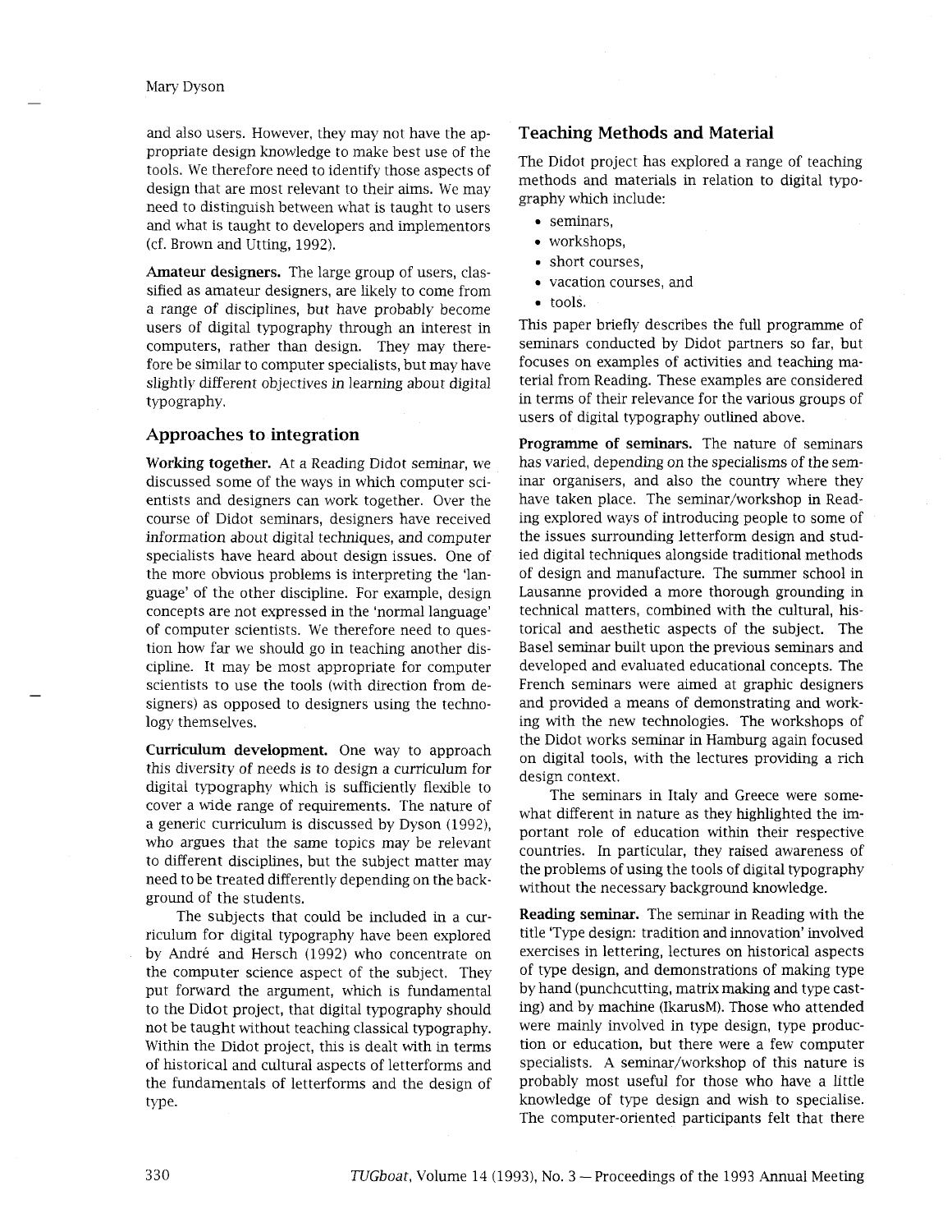and also users. However, they may not have the appropriate design knowledge to make best use of the tools. We therefore need to identify those aspects of design that are most relevant to their aims. We may need to distinguish between what is taught to users and what is taught to developers and implementors (cf. Brown and Utting, 1992).

**Amateur designers.** The large group of users, classified as amateur designers, are likely to come from a range of disciplines, but have probably become users of digital typography through an interest in computers, rather than design. They may therefore be similar to computer specialists, but may have slightly different objectives in learning about digital typography.

## Approaches to integration

**Working together.** At a Reading Didot seminar, we discussed some of the ways in which computer scientists and designers can work together. Over the course of Didot seminars, designers have received information about digital techniques, and computer specialists have heard about design issues. One of the more obvious problems is interpreting the 'language' of the other discipline. For example, design concepts are not expressed in the 'normal language' of computer scientists. We therefore need to question how far we should go in teaching another discipline. It may be most appropriate for computer scientists to use the tools (with direction from designers) as opposed to designers using the technology themselves.

**Curriculum development.** One way to approach this diversity of needs is to design a curriculum for digital typography which is sufficiently flexible to cover a wide range of requirements. The nature of a generic curriculum is discussed by Dyson (1992), who argues that the same topics may be relevant to different disciplines, but the subject matter may need to be treated differently depending on the background of the students.

The subjects that could be included in a curriculum for digital typography have been explored by André and Hersch (1992) who concentrate on the computer science aspect of the subject. They put forward the argument, which is fundamental to the Didot project, that digital typography should not be taught without teaching classical typography. Within the Didot project, this is dealt with in terms of historical and cultural aspects of letterforms and the fundamentals of letterforms and the design of type.

## Teaching Methods and Material

The Didot project has explored a range of teaching methods and materials in relation to digital typography which include:

- seminars,
- workshops,
- short courses,
- vacation courses, and
- tools.

This paper briefly describes the full programme of seminars conducted by Didot partners so far, but focuses on examples of activities and teaching material from Reading. These examples are considered in terms of their relevance for the various groups of users of digital typography outlined above.

**Programme of seminars.** The nature of seminars has varied, depending on the specialisms of the seminar organisers, and also the country where they have taken place. The seminar/workshop in Reading explored ways of introducing people to some of the issues surrounding letterform design and studied digital techniques alongside traditional methods of design and manufacture. The summer school in Lausanne provided a more thorough grounding in technical matters, combined with the cultural, historical and aesthetic aspects of the subject. The Basel seminar built upon the previous seminars and developed and evaluated educational concepts. The French seminars were aimed at graphic designers and provided a means of demonstrating and working with the new technologies. The workshops of the Didot works seminar in Hamburg again focused on digital tools, with the lectures providing a rich design context.

The seminars in Italy and Greece were somewhat different in nature as they highlighted the important role of education within their respective countries. In particular, they raised awareness of the problems of using the tools of digital typography without the necessary background knowledge.

**Reading seminar.** The seminar in Reading with the title 'Type design: tradition and innovation' involved exercises in lettering, lectures on historical aspects of type design, and demonstrations of making type by hand (punchcutting, matrix making and type casting) and by machine (IkarusM). Those who attended were mainly involved in type design, type production or education, but there were a few computer specialists. A seminar/workshop of this nature is probably most useful for those who have a little knowledge of type design and wish to specialise. The computer-oriented participants felt that there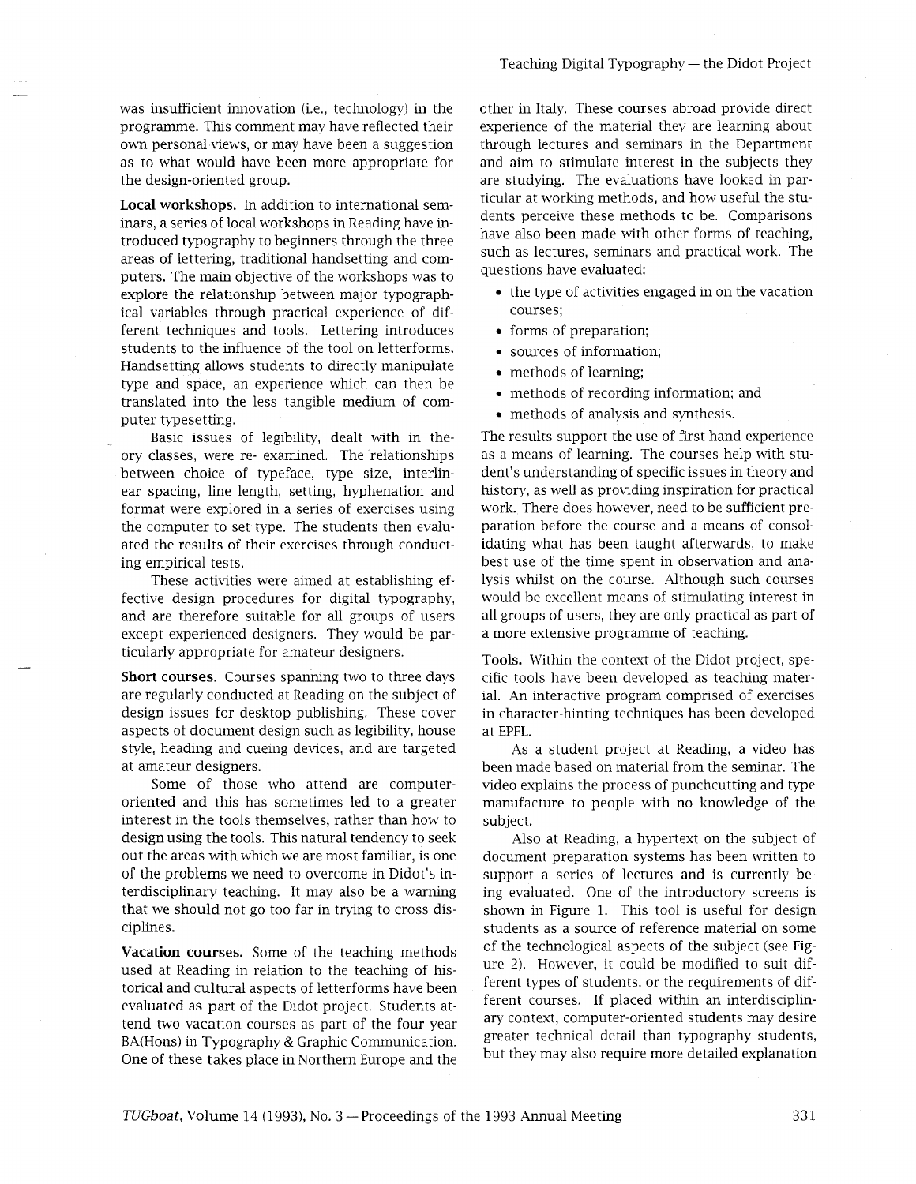was insufficient innovation (i.e., technology) in the programme. This comment may have reflected their own personal views, or may have been a suggestion as to what would have been more appropriate for the design-oriented group.

**Local workshops.** In addition to international seminars, a series of local workshops in Reading have introduced typography to beginners through the three areas of lettering, traditional handsetting and computers. The main objective of the workshops was to explore the relationship between major typographical variables through practical experience of different techniques and tools. Lettering introduces students to the influence of the tool on letterforms. Handsetting allows students to directly manipulate type and space, an experience which can then be translated into the less tangible medium of computer typesetting.

Basic issues of legibility, dealt with in theory classes, were re- examined. The relationships between choice of typeface, type size, interlinear spacing, line length, setting, hyphenation and format were explored in a series of exercises using the computer to set type. The students then evaluated the results of their exercises through conducting empirical tests.

These activities were aimed at establishing effective design procedures for digital typography, and are therefore suitable for all groups of users except experienced designers. They would be particularly appropriate for amateur designers.

**Short courses.** Courses spanning two to three days are regularly conducted at Reading on the subject of design issues for desktop publishing. These cover aspects of document design such as legibility, house style, heading and cueing devices, and are targeted at amateur designers.

Some of those who attend are computer-oriented and this has sometimes led to a greater interest in the tools themselves, rather than how to design using the tools. This natural tendency to seek out the areas with which we are most familiar, is one of the problems we need to overcome in Didot's interdisciplinary teaching. It may also be a warning that we should not go too far in trying to cross disciplines.

**Vacation courses.** Some of the teaching methods used at Reading in relation to the teaching of historical and cultural aspects of letterforms have been evaluated as part of the Didot project. Students attend two vacation courses as part of the four year BA(Hons) in Typography & Graphic Communication. One of these takes place in Northern Europe and the other in Italy. These courses abroad provide direct experience of the material they are learning about through lectures and seminars in the Department and aim to stimulate interest in the subjects they are studying. The evaluations have looked in particular at working methods, and how useful the students perceive these methods to be. Comparisons have also been made with other forms of teaching, such as lectures, seminars and practical work. The questions have evaluated:

- the type of activities engaged in on the vacation courses;
- forms of preparation;
- sources of information;
- methods of learning;
- methods of recording information; and
- methods of analysis and synthesis.

The results support the use of first hand experience as a means of learning. The courses help with student's understanding of specific issues in theory and history, as well as providing inspiration for practical work. There does however, need to be sufficient preparation before the course and a means of consolidating what has been taught afterwards, to make best use of the time spent in observation and analysis whilst on the course. Although such courses would be excellent means of stimulating interest in all groups of users, they are only practical as part of a more extensive programme of teaching.

**Tools.** Within the context of the Didot project, specific tools have been developed as teaching material. An interactive program comprised of exercises in character-hinting techniques has been developed at EPFL.

As a student project at Reading, a video has been made based on material from the seminar. The video explains the process of punchcutting and type manufacture to people with no knowledge of the subject.

Also at Reading, a hypertext on the subject of document preparation systems has been written to support a series of lectures and is currently being evaluated. One of the introductory screens is shown in Figure 1. This tool is useful for design students as a source of reference material on some of the technological aspects of the subject (see Figure 2). However, it could be modified to suit different types of students, or the requirements of different courses. If placed within an interdisciplinary context, computer-oriented students may desire greater technical detail than typography students, but they may also require more detailed explanation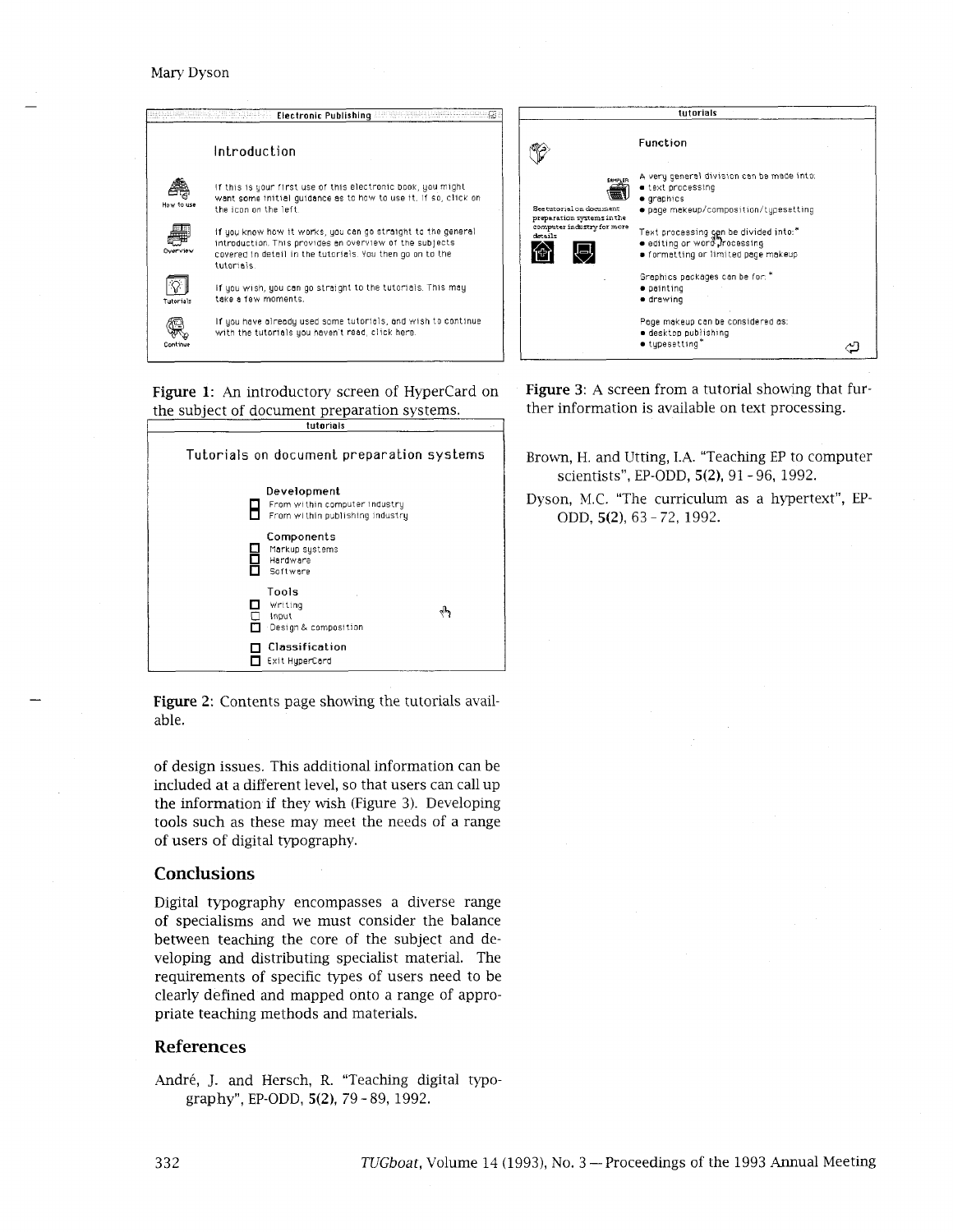Figure 1: An introductory screen of HyperCard on the subject of document preparation systems.

Figure 2: Contents page showing the tutorials available.

of design issues. This additional information can be included at a different level, so that users can call up the information if they wish (Figure 3). Developing tools such as these may meet the needs of a range of users of digital typography.

## Conclusions

Digital typography encompasses a diverse range of specialisms and we must consider the balance between teaching the core of the subject and developing and distributing specialist material. The requirements of specific types of users need to be clearly defined and mapped onto a range of appropriate teaching methods and materials.

## References

André, J. and Hersch, R. "Teaching digital typography", EP-ODD, **5(2)**, 79 - 89, 1992.

Brown, H. and Utting, I.A. "Teaching EP to computer scientists", EP-ODD, **5(2)**, 91 - 96, 1992.

Dyson, M.C. "The curriculum as a hypertext", EP-ODD, **5(2)**, 63 - 72, 1992.

Figure 3: A screen from a tutorial showing that further information is available on text processing.